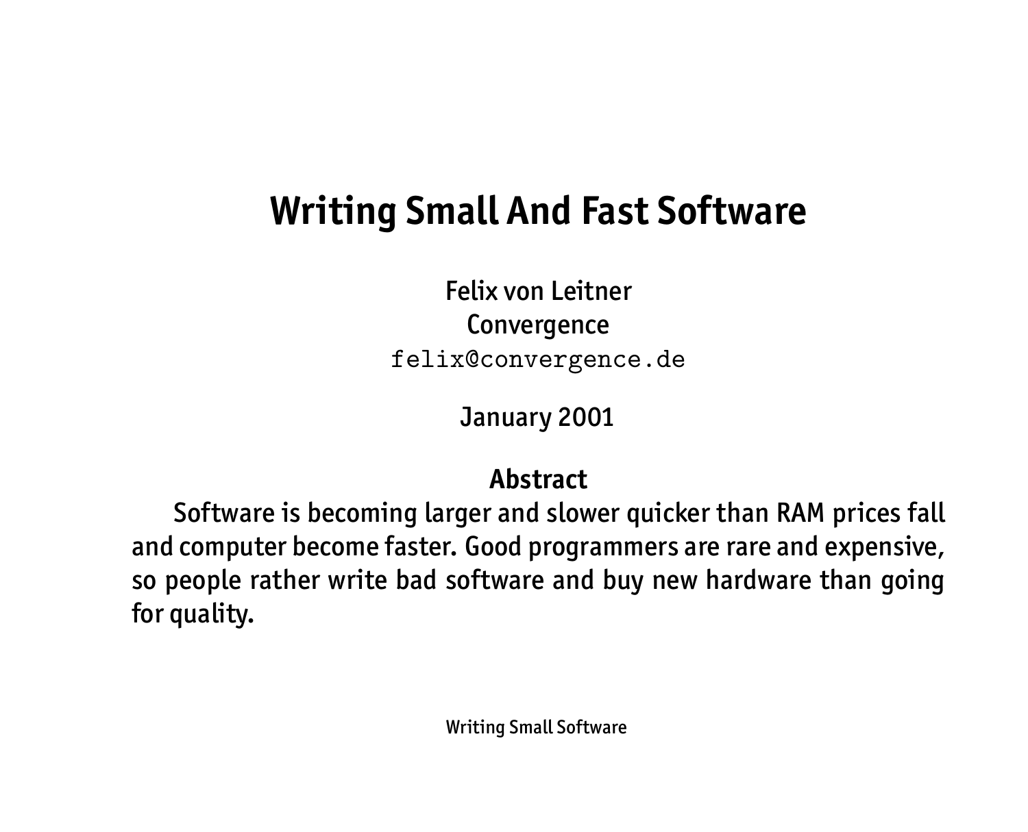# Writing Small And Fast Software

Felix von Leitner
Convergence
`felix@convergence.de`

January 2001

**Abstract**

Software is becoming larger and slower quicker than RAM prices fall and computer become faster. Good programmers are rare and expensive, so people rather write bad software and buy new hardware than going for quality.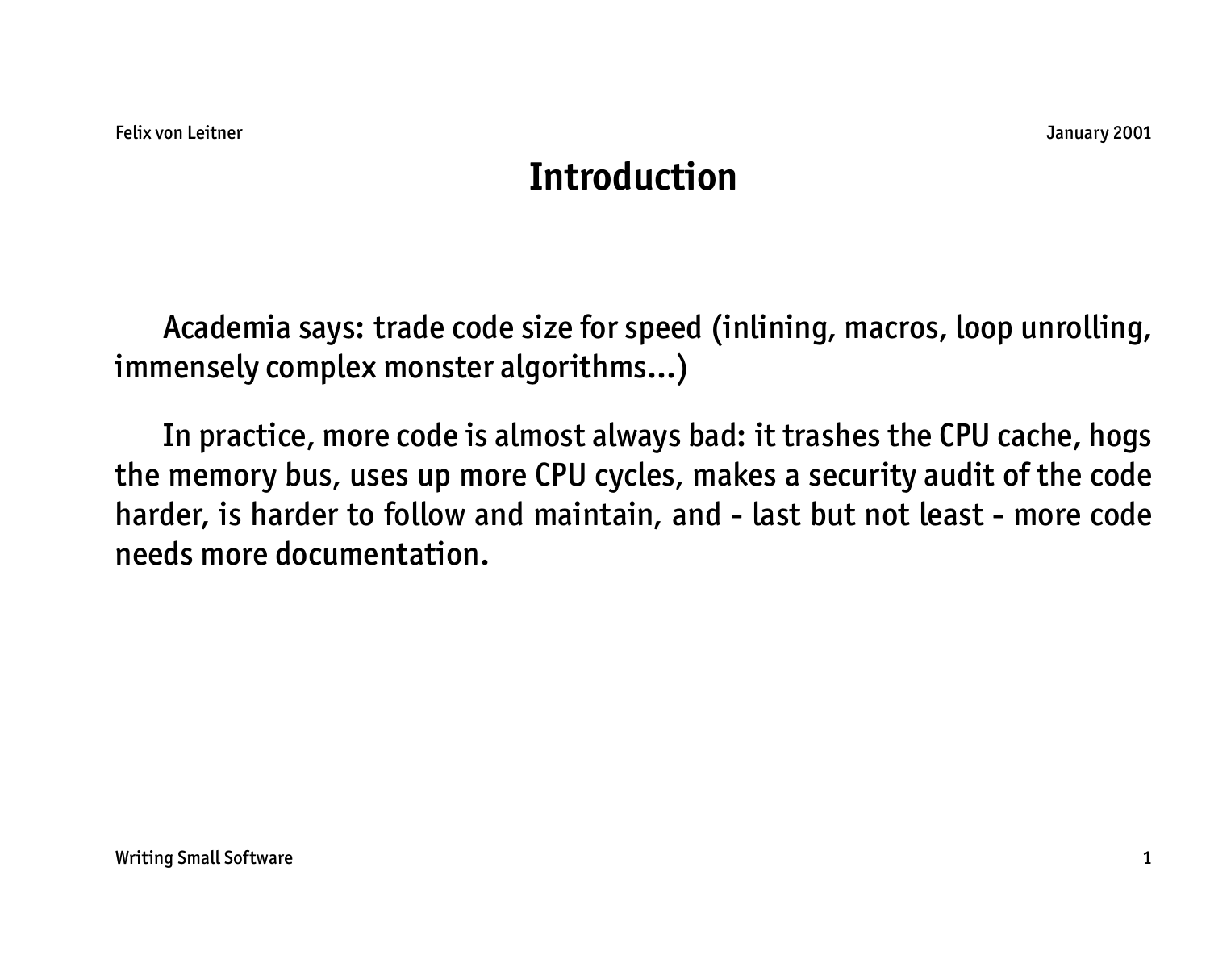# Introduction

Academia says: trade code size for speed (inlining, macros, loop unrolling, immensely complex monster algorithms...)

In practice, more code is almost always bad: it trashes the CPU cache, hogs the memory bus, uses up more CPU cycles, makes a security audit of the code harder, is harder to follow and maintain, and - last but not least - more code needs more documentation.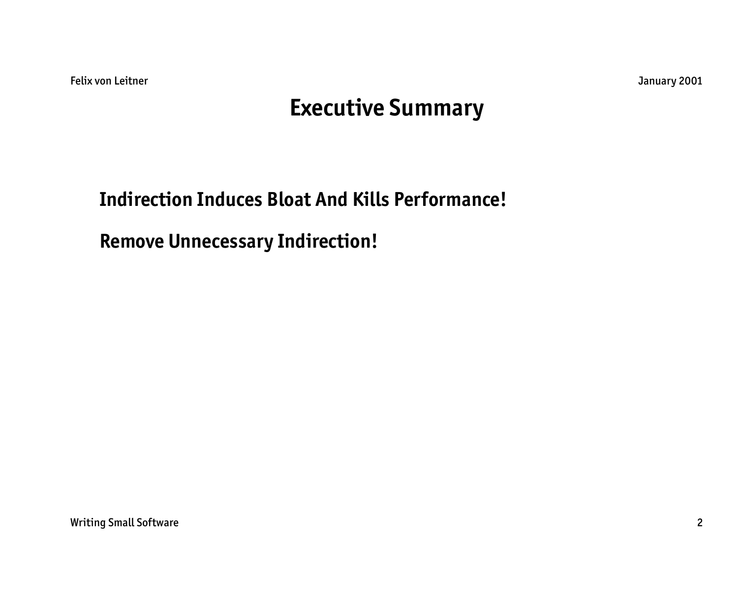# Executive Summary

**Indirection Induces Bloat And Kills Performance!**

**Remove Unnecessary Indirection!**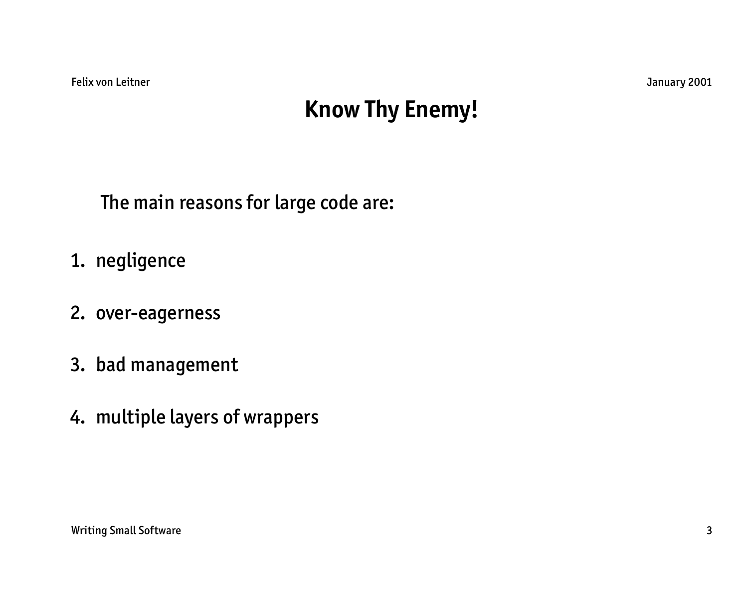# Know Thy Enemy!

The main reasons for large code are:

1. negligence
2. over-eagerness
3. bad management
4. multiple layers of wrappers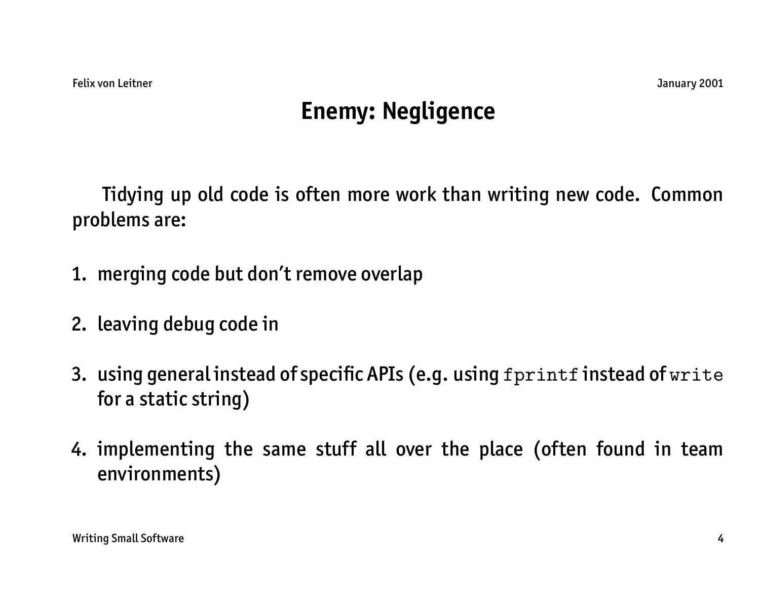# Enemy: Negligence

Tidying up old code is often more work than writing new code. Common problems are:

1. merging code but don't remove overlap
2. leaving debug code in
3. using general instead of specific APIs (e.g. using `fprintf` instead of `write` for a static string)
4. implementing the same stuff all over the place (often found in team environments)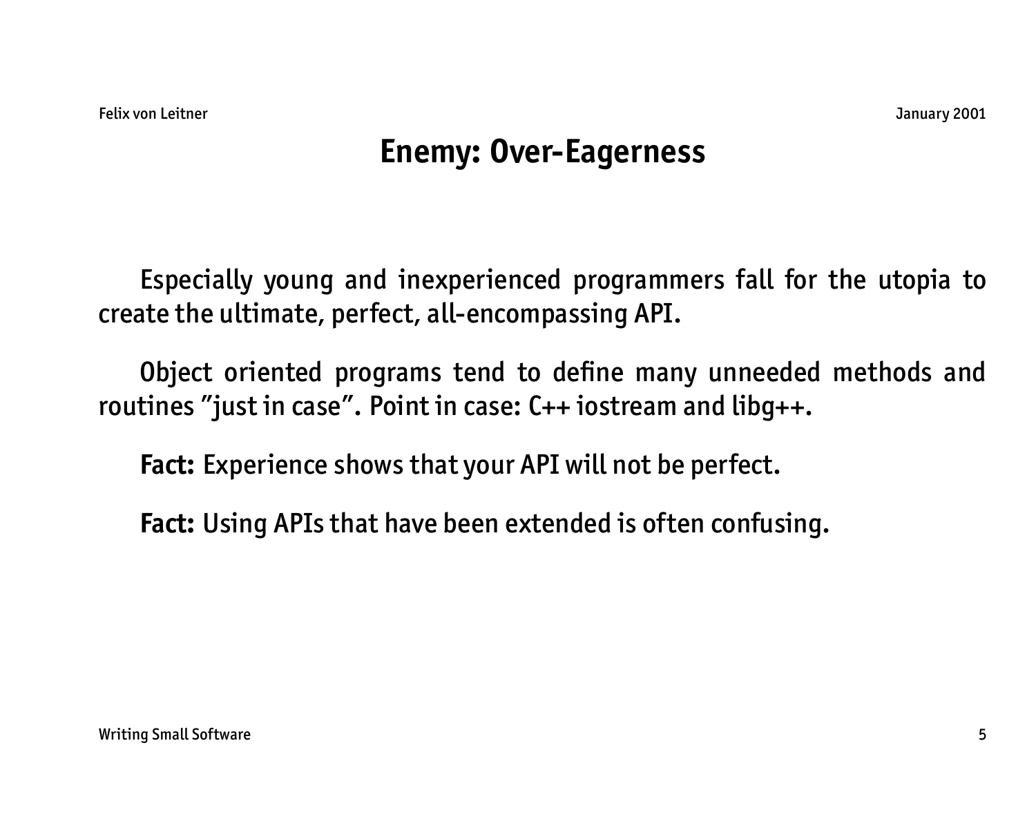# Enemy: Over-Eagerness

Especially young and inexperienced programmers fall for the utopia to create the ultimate, perfect, all-encompassing API.

Object oriented programs tend to define many unneeded methods and routines "just in case". Point in case: C++ iostream and libg++.

**Fact:** Experience shows that your API will not be perfect.

**Fact:** Using APIs that have been extended is often confusing.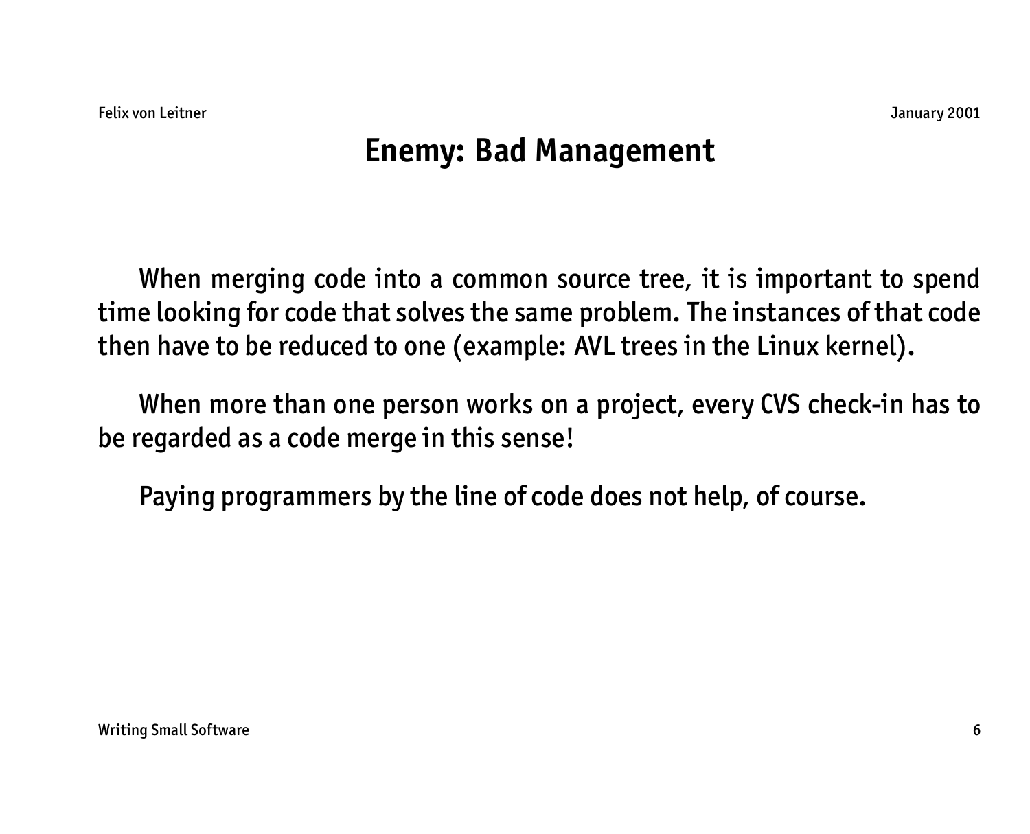# Enemy: Bad Management

When merging code into a common source tree, it is important to spend time looking for code that solves the same problem. The instances of that code then have to be reduced to one (example: AVL trees in the Linux kernel).

When more than one person works on a project, every CVS check-in has to be regarded as a code merge in this sense!

Paying programmers by the line of code does not help, of course.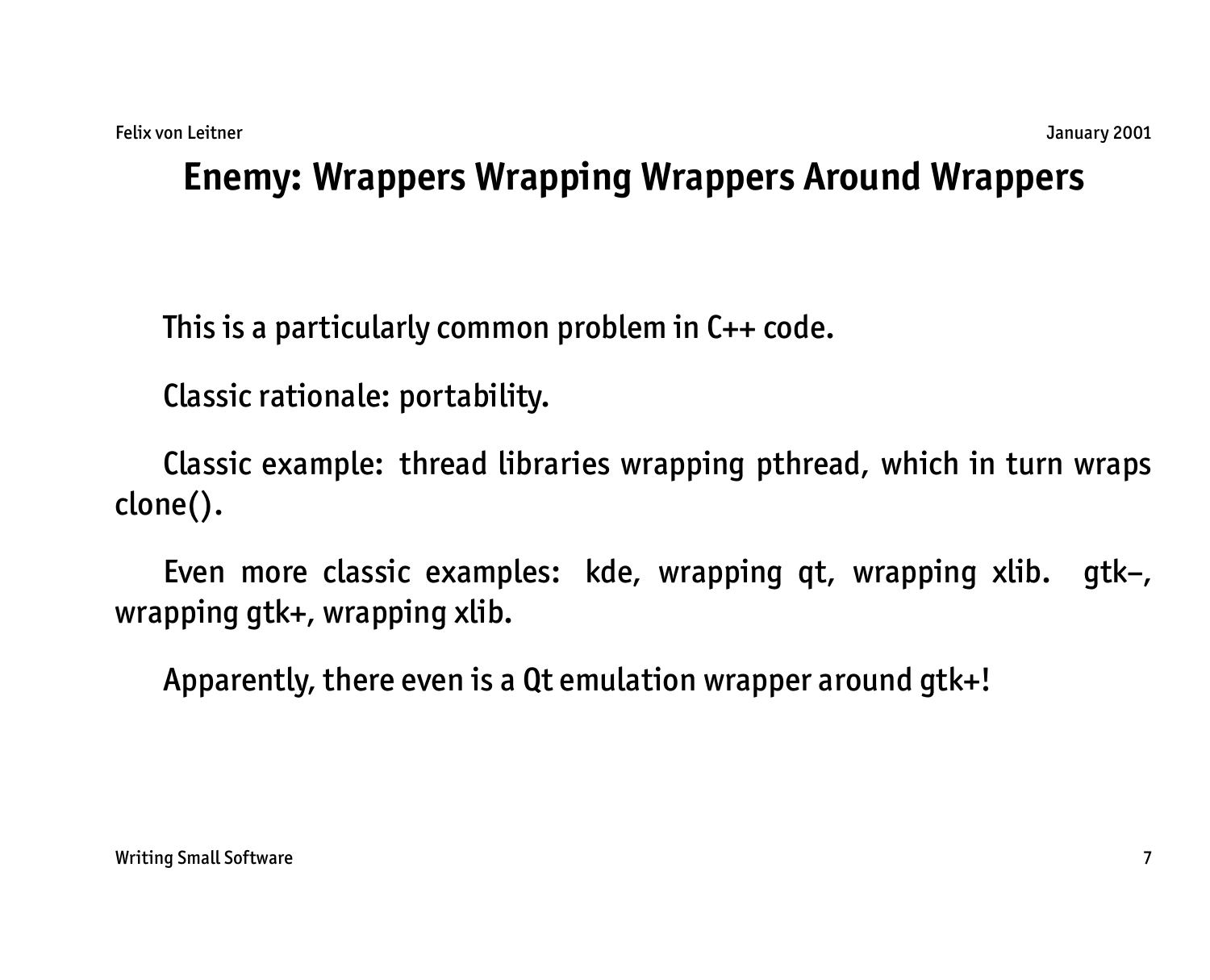# Enemy: Wrappers Wrapping Wrappers Around Wrappers

This is a particularly common problem in C++ code.

Classic rationale: portability.

Classic example: thread libraries wrapping pthread, which in turn wraps clone().

Even more classic examples: kde, wrapping qt, wrapping xlib. gtk–, wrapping gtk+, wrapping xlib.

Apparently, there even is a Qt emulation wrapper around gtk+!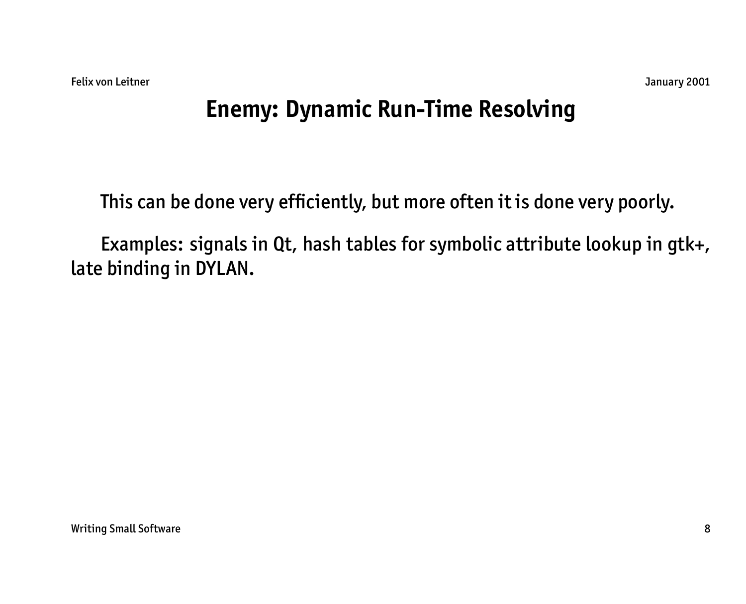# Enemy: Dynamic Run-Time Resolving

This can be done very efficiently, but more often it is done very poorly.

Examples: signals in Qt, hash tables for symbolic attribute lookup in gtk+, late binding in DYLAN.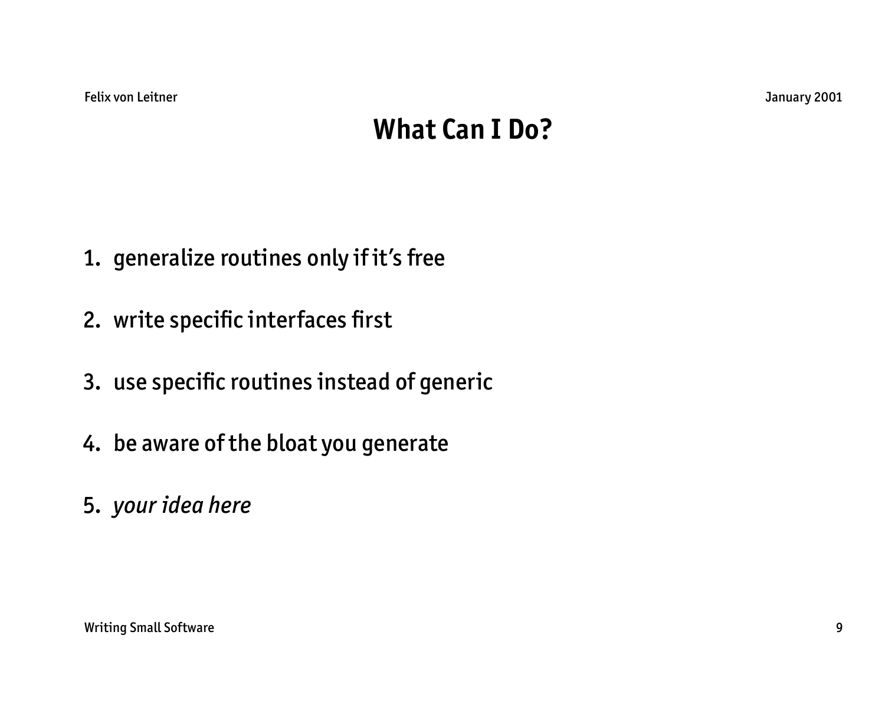# What Can I Do?

1. generalize routines only if it's free
2. write specific interfaces first
3. use specific routines instead of generic
4. be aware of the bloat you generate
5. *your idea here*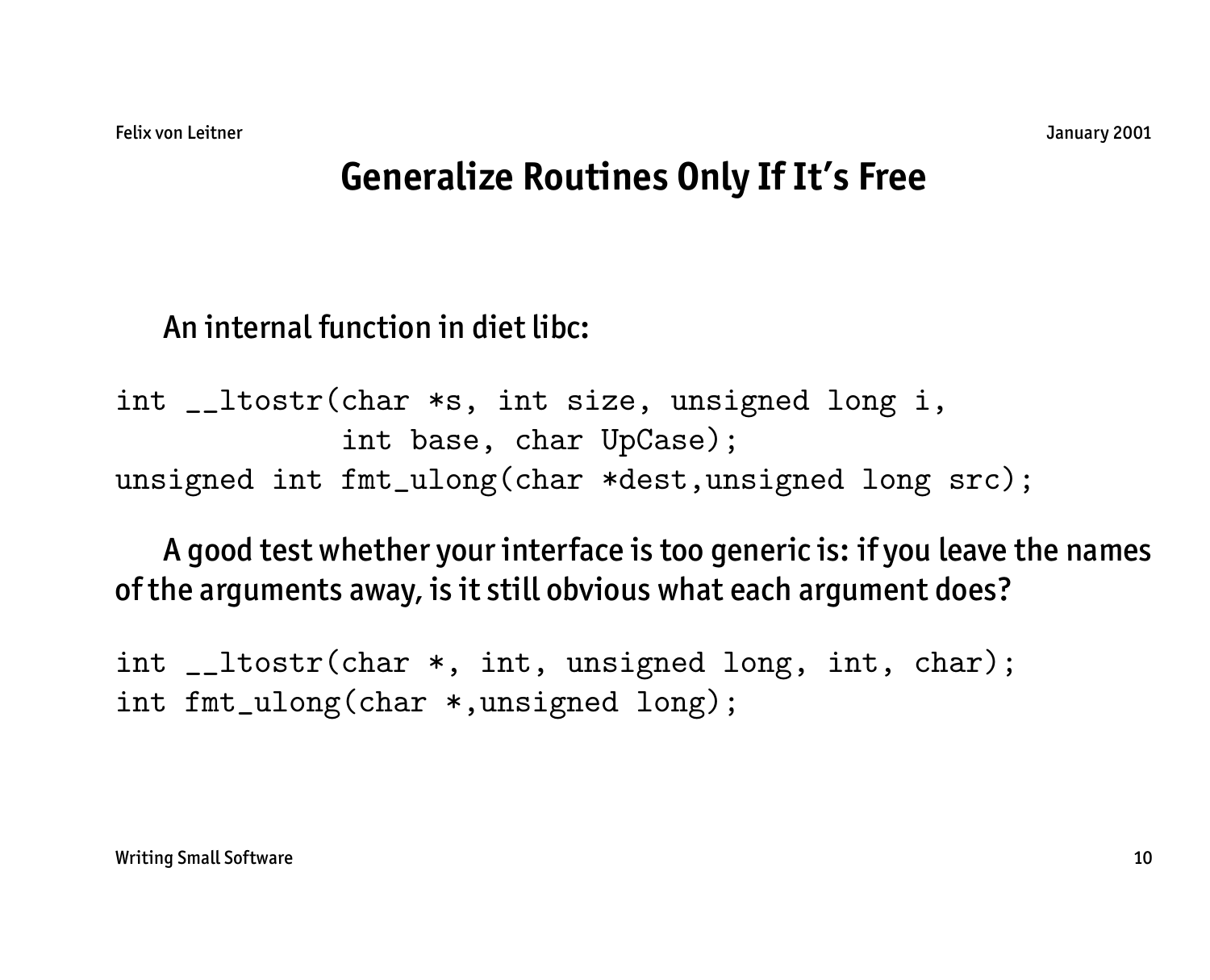# Generalize Routines Only If It's Free

An internal function in diet libc:

```
int __ltostr(char *s, int size, unsigned long i,
             int base, char UpCase);
unsigned int fmt_ulong(char *dest,unsigned long src);
```

A good test whether your interface is too generic is: if you leave the names of the arguments away, is it still obvious what each argument does?

```
int __ltostr(char *, int, unsigned long, int, char);
int fmt_ulong(char *,unsigned long);
```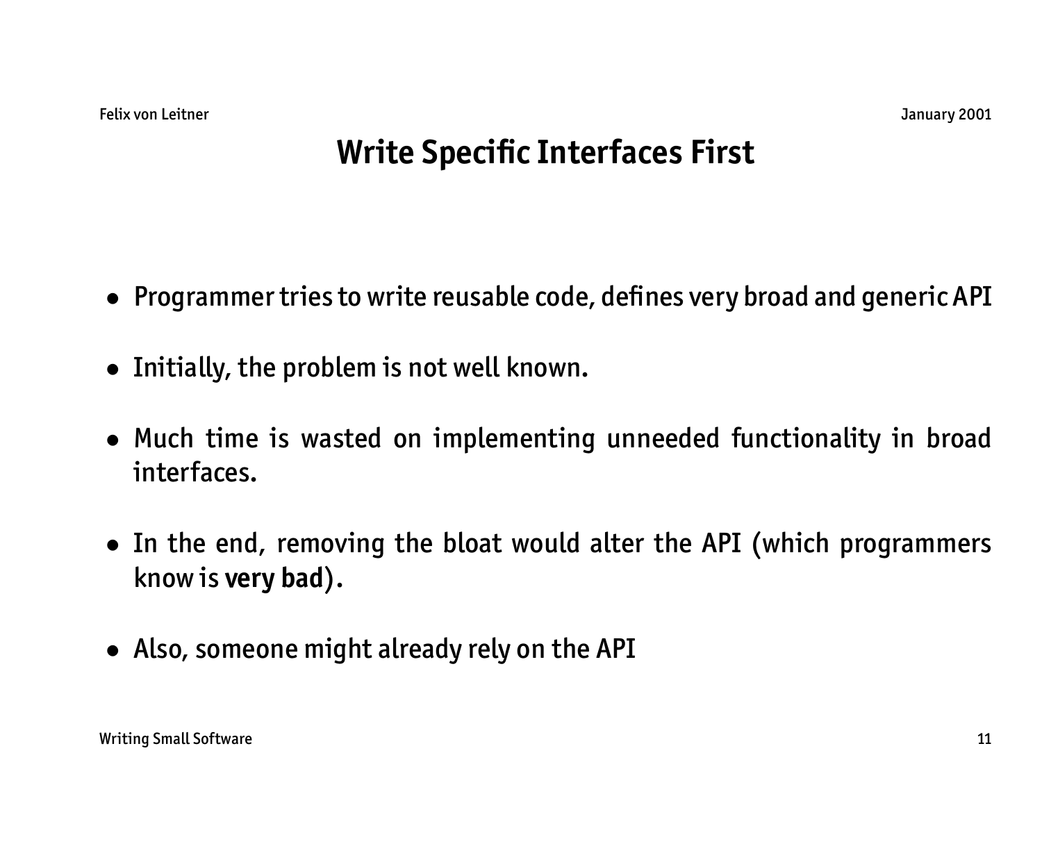# Write Specific Interfaces First

- Programmer tries to write reusable code, defines very broad and generic API
- Initially, the problem is not well known.
- Much time is wasted on implementing unneeded functionality in broad interfaces.
- In the end, removing the bloat would alter the API (which programmers know is **very bad**).
- Also, someone might already rely on the API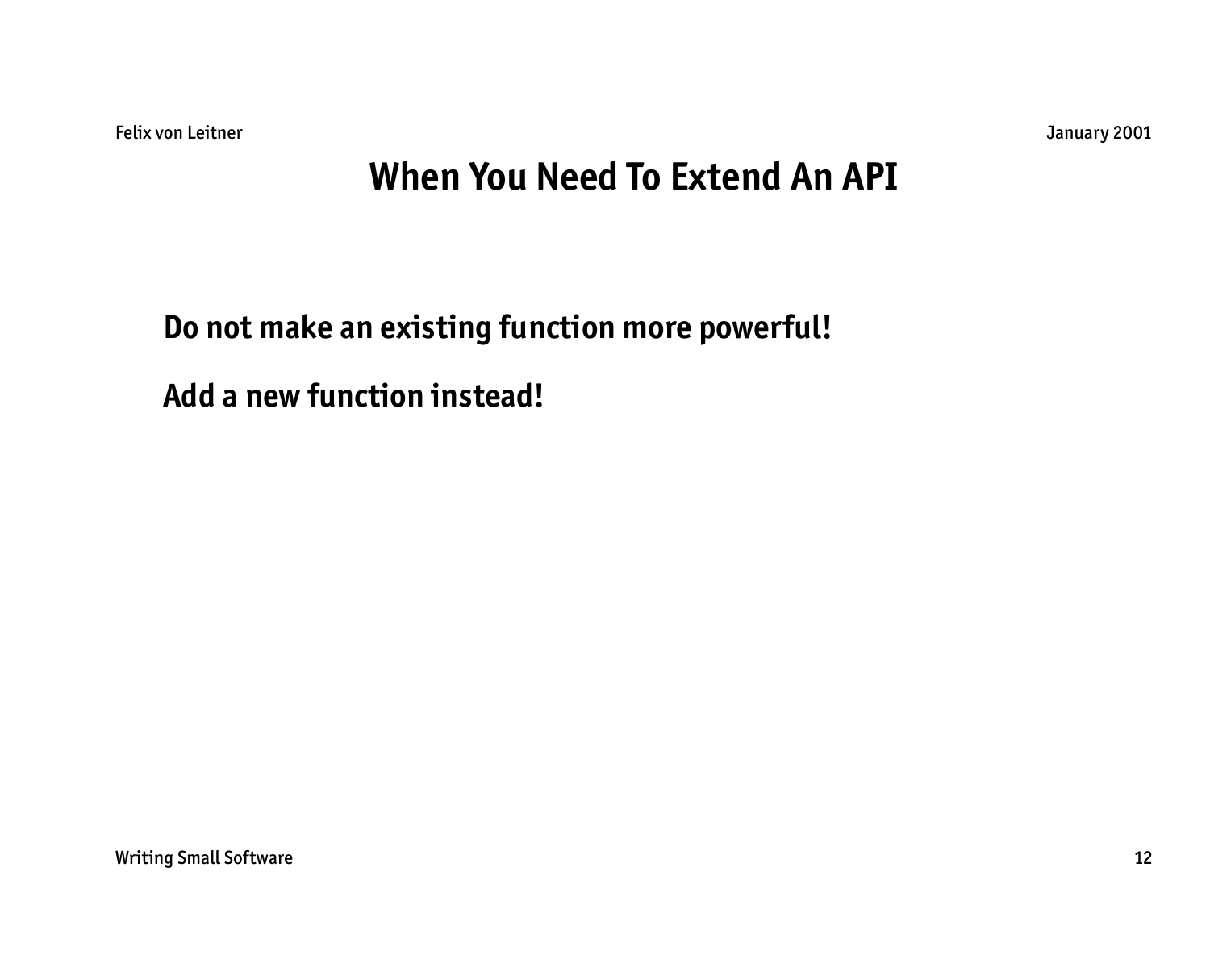# When You Need To Extend An API

**Do not make an existing function more powerful!**

**Add a new function instead!**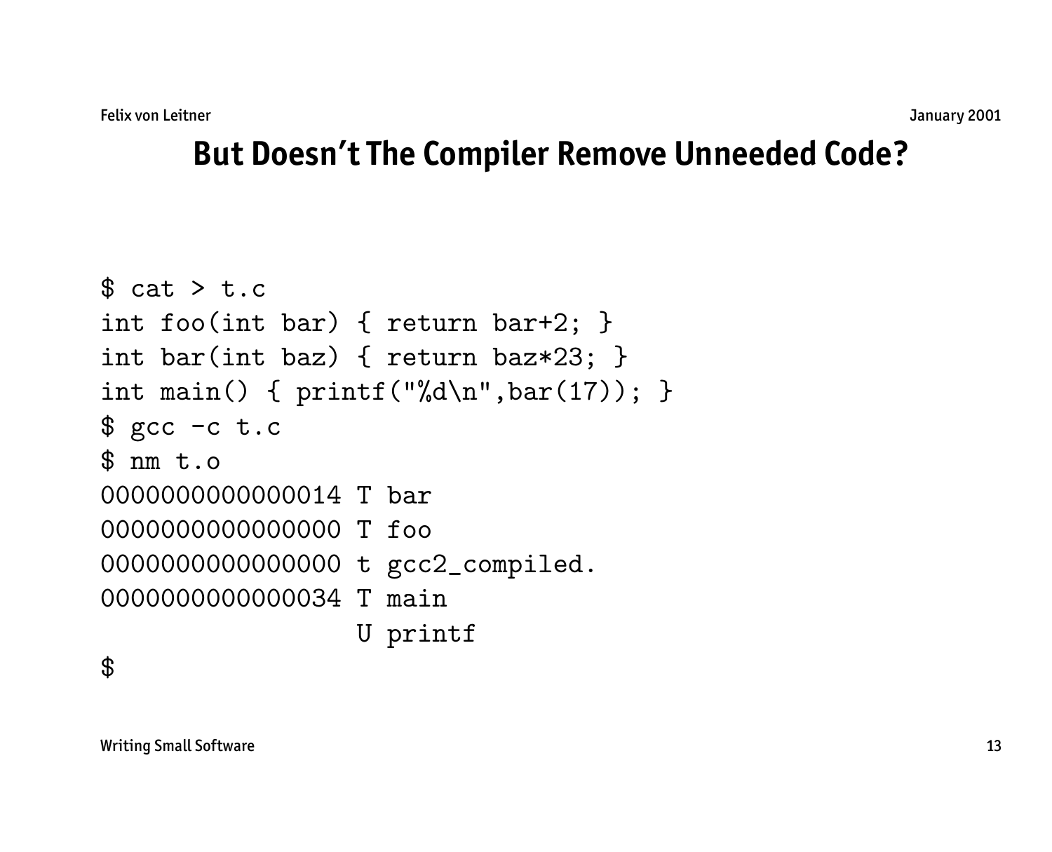# But Doesn't The Compiler Remove Unneeded Code?

```
$ cat > t.c
int foo(int bar) { return bar+2; }
int bar(int baz) { return baz*23; }
int main() { printf("%d\n",bar(17)); }
$ gcc -c t.c
$ nm t.o
0000000000000014 T bar
0000000000000000 T foo
0000000000000000 t gcc2_compiled.
0000000000000034 T main
                 U printf
$
```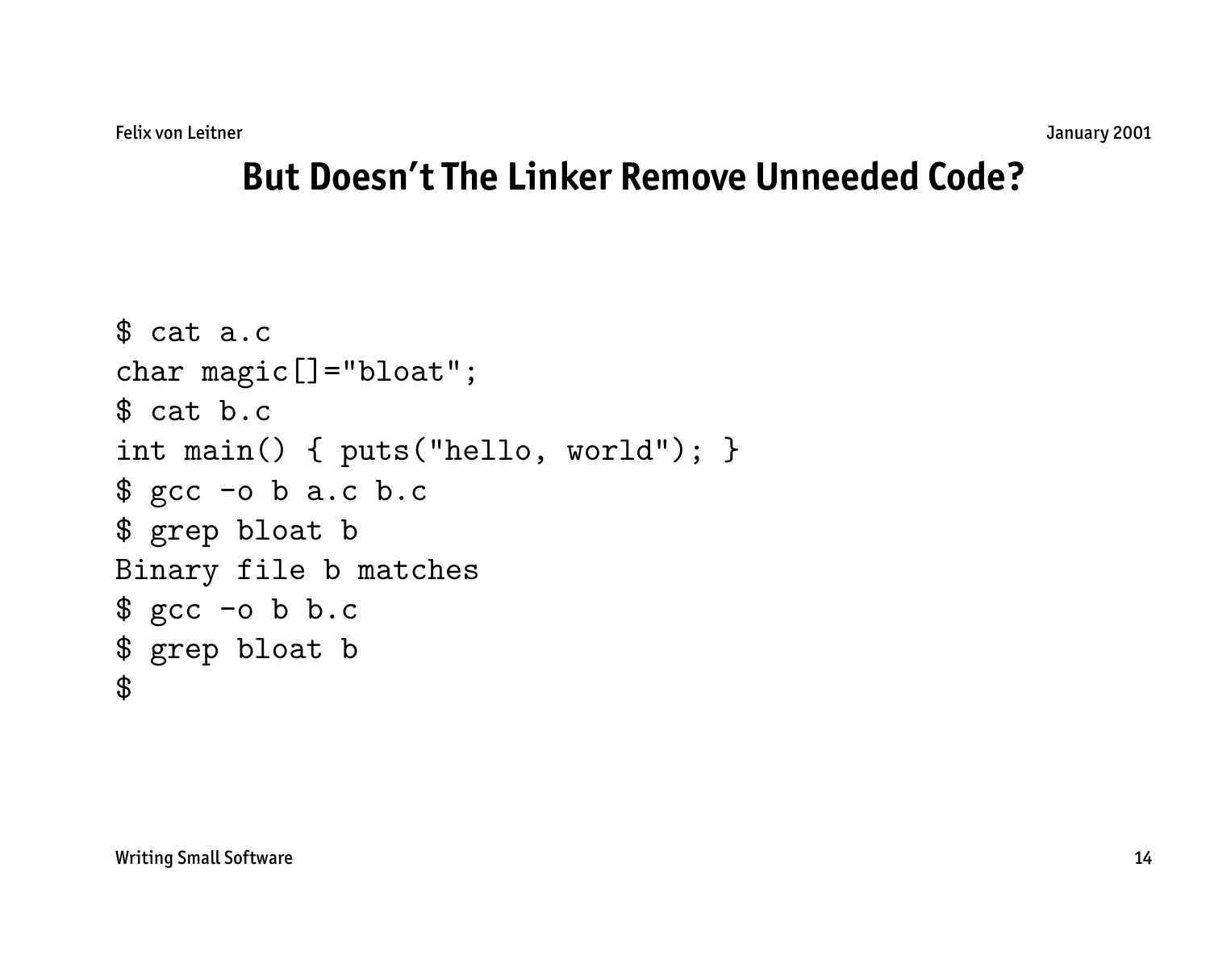# But Doesn't The Linker Remove Unneeded Code?

```
$ cat a.c
char magic[]="bloat";
$ cat b.c
int main() { puts("hello, world"); }
$ gcc -o b a.c b.c
$ grep bloat b
Binary file b matches
$ gcc -o b b.c
$ grep bloat b
$
```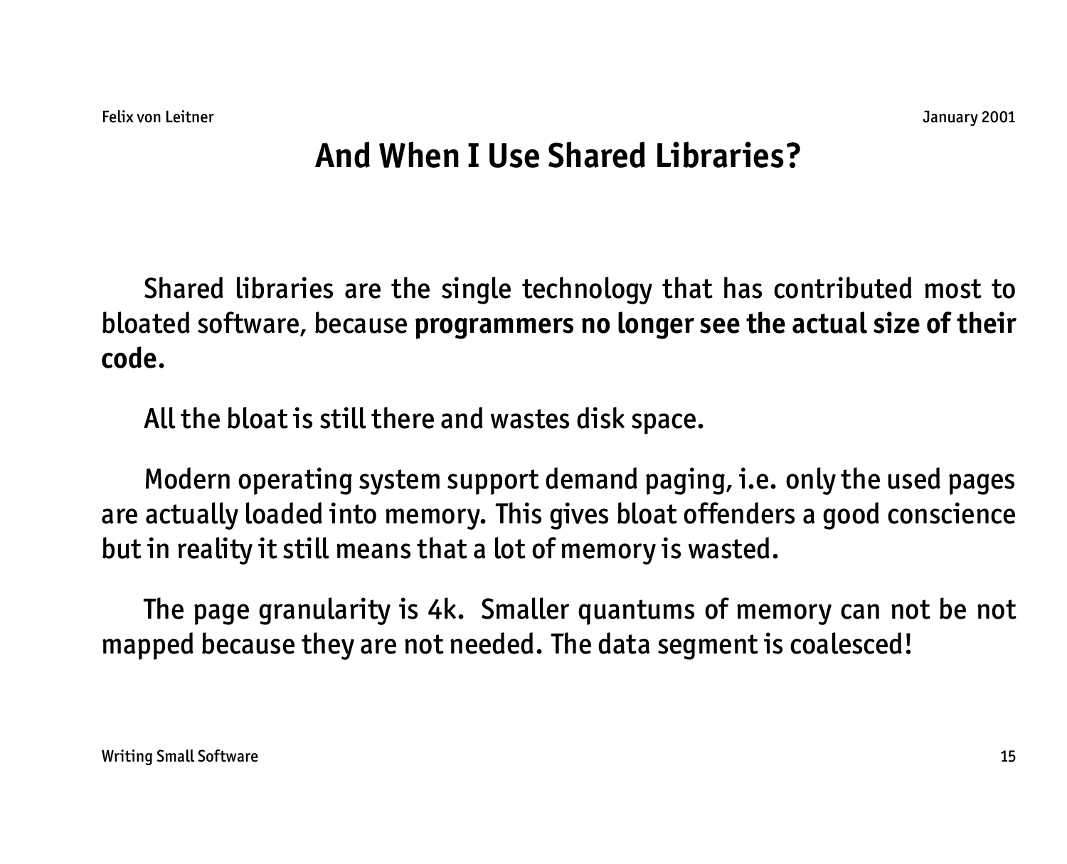# And When I Use Shared Libraries?

Shared libraries are the single technology that has contributed most to bloated software, because **programmers no longer see the actual size of their code.**

All the bloat is still there and wastes disk space.

Modern operating system support demand paging, i.e. only the used pages are actually loaded into memory. This gives bloat offenders a good conscience but in reality it still means that a lot of memory is wasted.

The page granularity is 4k. Smaller quantums of memory can not be not mapped because they are not needed. The data segment is coalesced!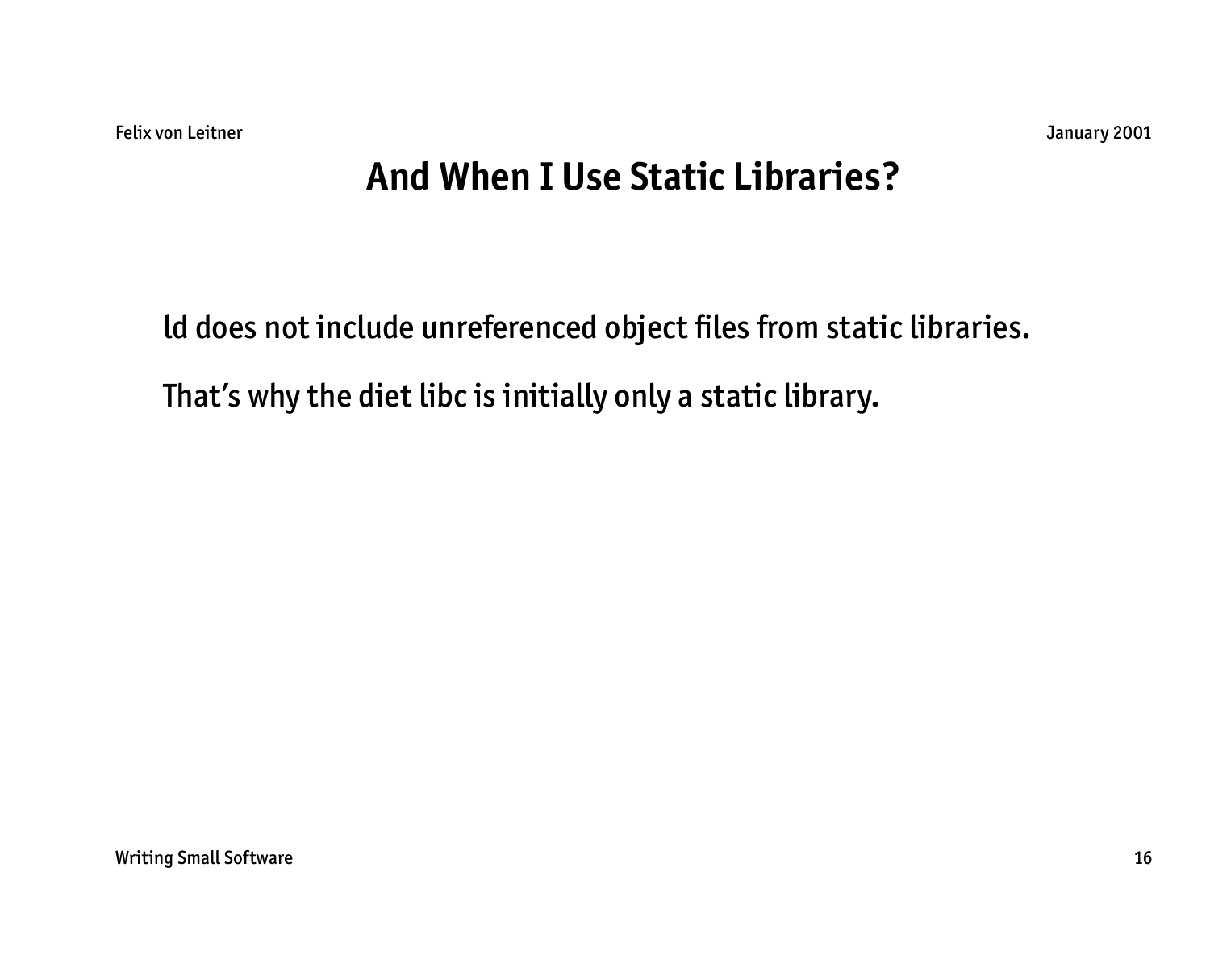# And When I Use Static Libraries?

ld does not include unreferenced object files from static libraries.

That's why the diet libc is initially only a static library.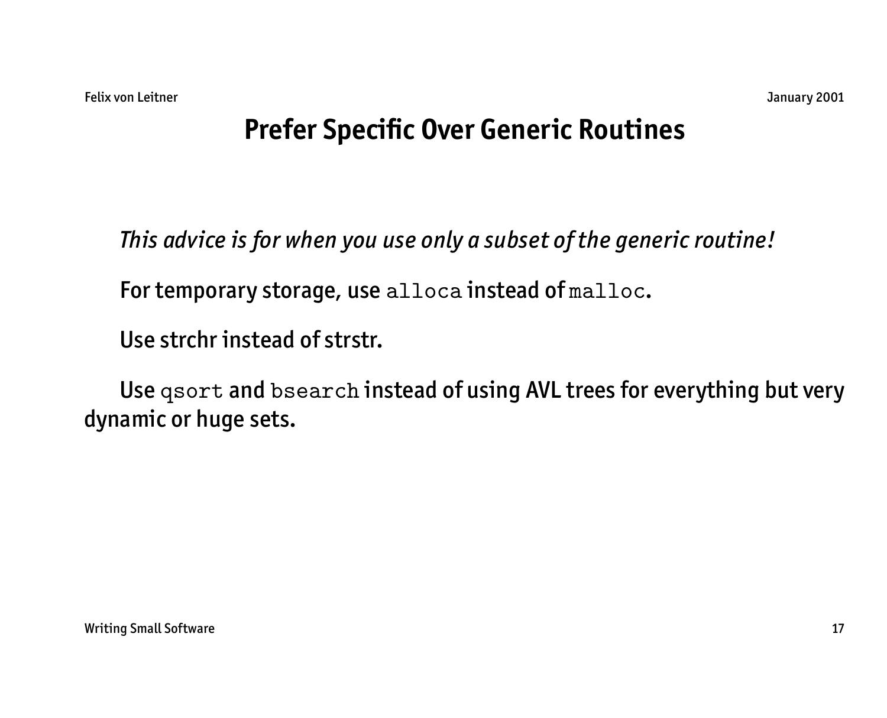# Prefer Specific Over Generic Routines

*This advice is for when you use only a subset of the generic routine!*

For temporary storage, use `alloca` instead of `malloc`.

Use strchr instead of strstr.

Use `qsort` and `bsearch` instead of using AVL trees for everything but very dynamic or huge sets.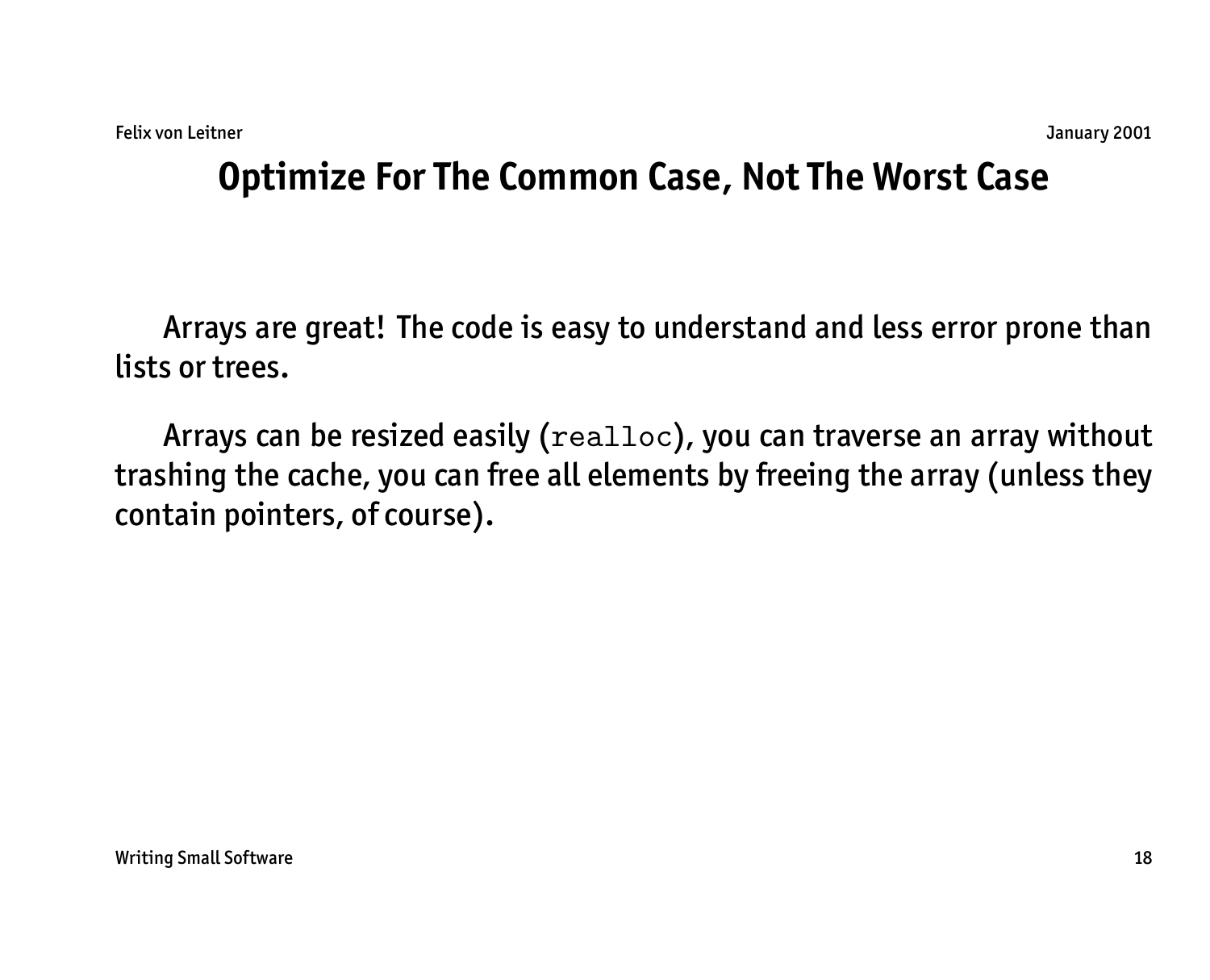# Optimize For The Common Case, Not The Worst Case

Arrays are great! The code is easy to understand and less error prone than lists or trees.

Arrays can be resized easily (`realloc`), you can traverse an array without trashing the cache, you can free all elements by freeing the array (unless they contain pointers, of course).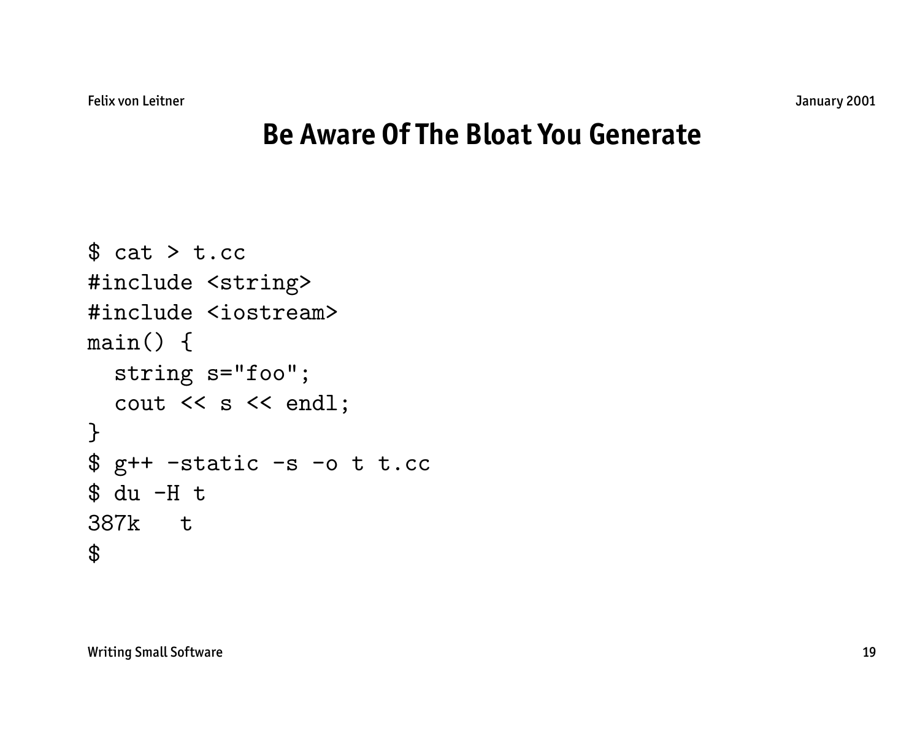# Be Aware Of The Bloat You Generate

```
$ cat > t.cc
#include <string>
#include <iostream>
main() {
  string s="foo";
  cout << s << endl;
}
$ g++ -static -s -o t t.cc
$ du -H t
387k   t
$
```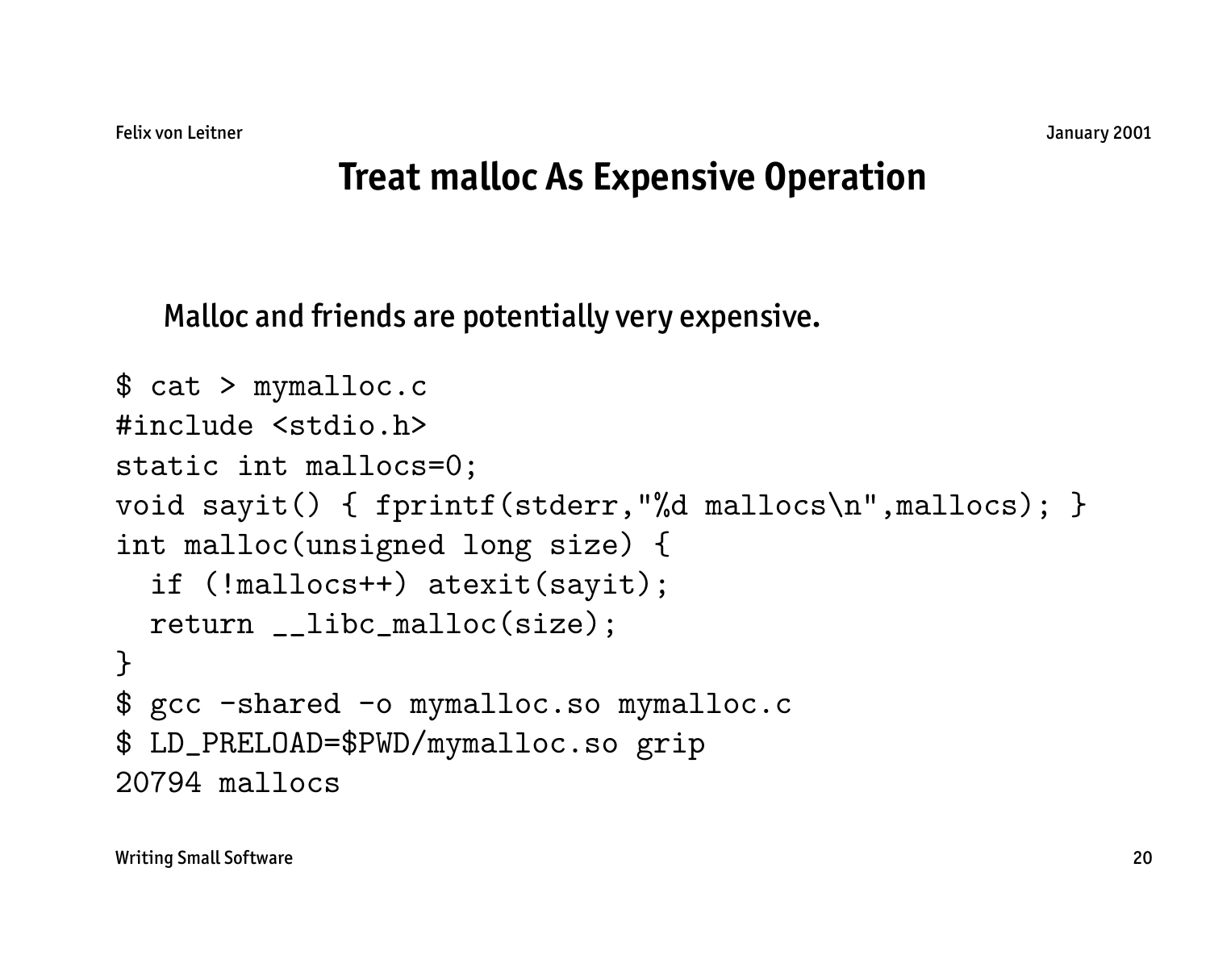# Treat malloc As Expensive Operation

Malloc and friends are potentially very expensive.

```
$ cat > mymalloc.c
#include <stdio.h>
static int mallocs=0;
void sayit() { fprintf(stderr,"%d mallocs\n",mallocs); }
int malloc(unsigned long size) {
  if (!mallocs++) atexit(sayit);
  return __libc_malloc(size);
}
$ gcc -shared -o mymalloc.so mymalloc.c
$ LD_PRELOAD=$PWD/mymalloc.so grip
20794 mallocs
```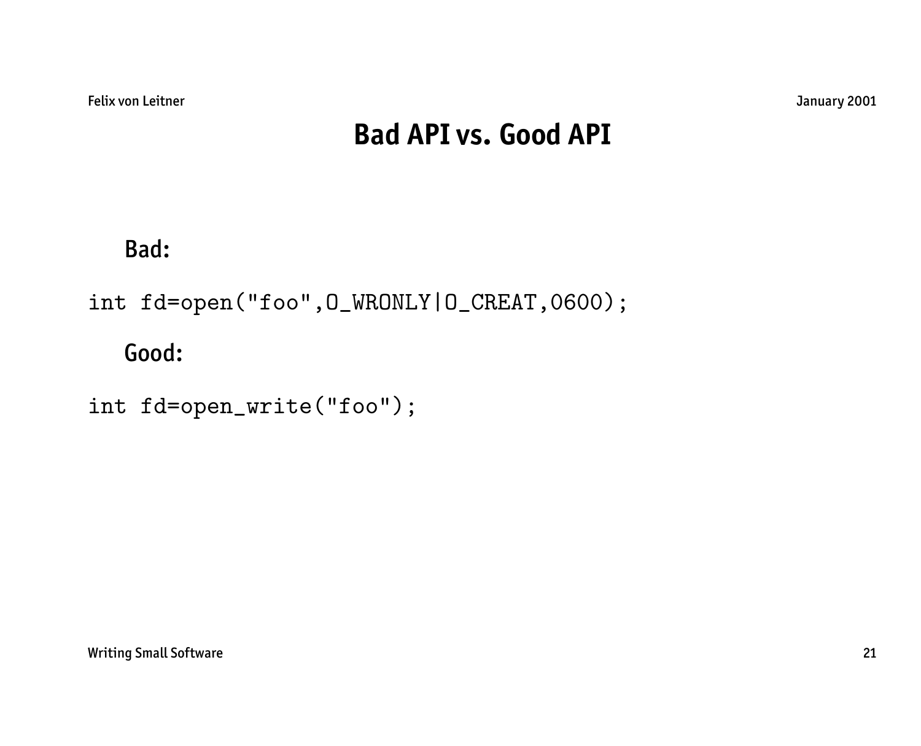# Bad API vs. Good API

Bad:

```
int fd=open("foo",O_WRONLY|O_CREAT,0600);
```

Good:

```
int fd=open_write("foo");
```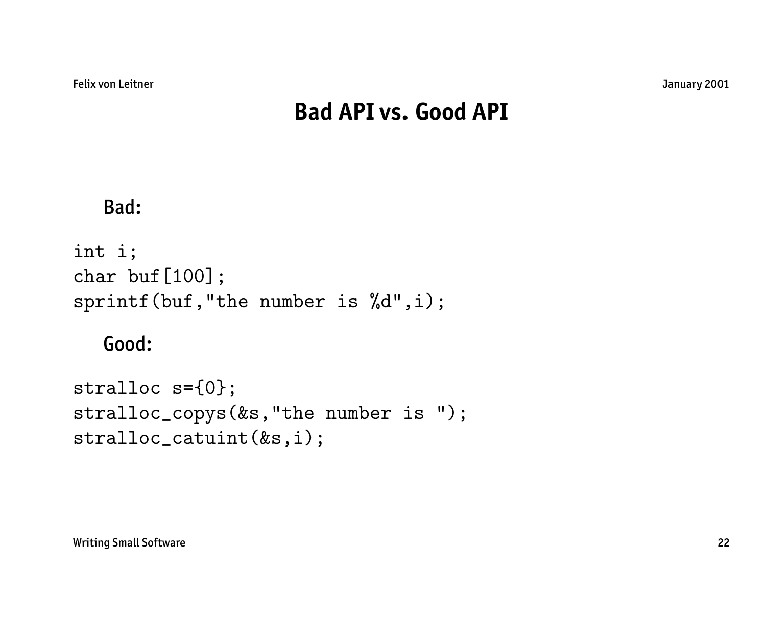# Bad API vs. Good API

Bad:

```
int i;
char buf[100];
sprintf(buf,"the number is %d",i);
```

Good:

```
stralloc s={0};
stralloc_copys(&s,"the number is ");
stralloc_catuint(&s,i);
```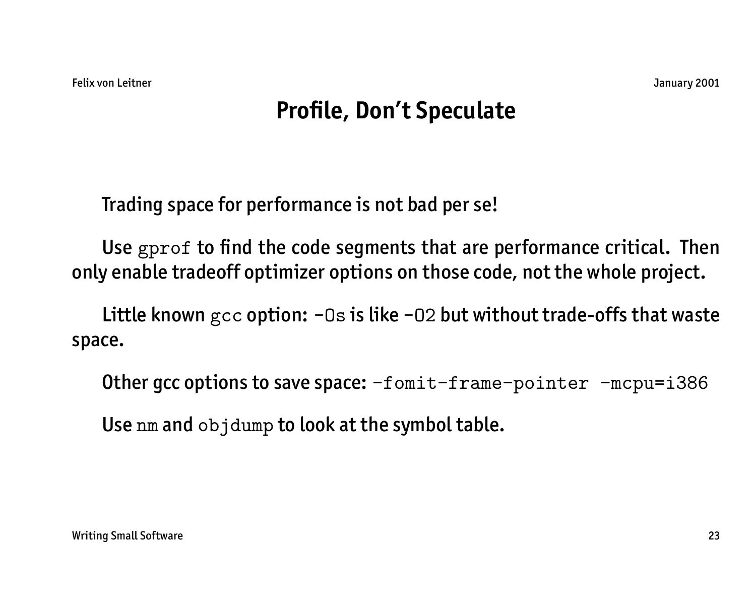# Profile, Don't Speculate

Trading space for performance is not bad per se!

Use `gprof` to find the code segments that are performance critical. Then only enable tradeoff optimizer options on those code, not the whole project.

Little known `gcc` option: `-Os` is like `-O2` but without trade-offs that waste space.

Other gcc options to save space: `-fomit-frame-pointer -mcpu=i386`

Use `nm` and `objdump` to look at the symbol table.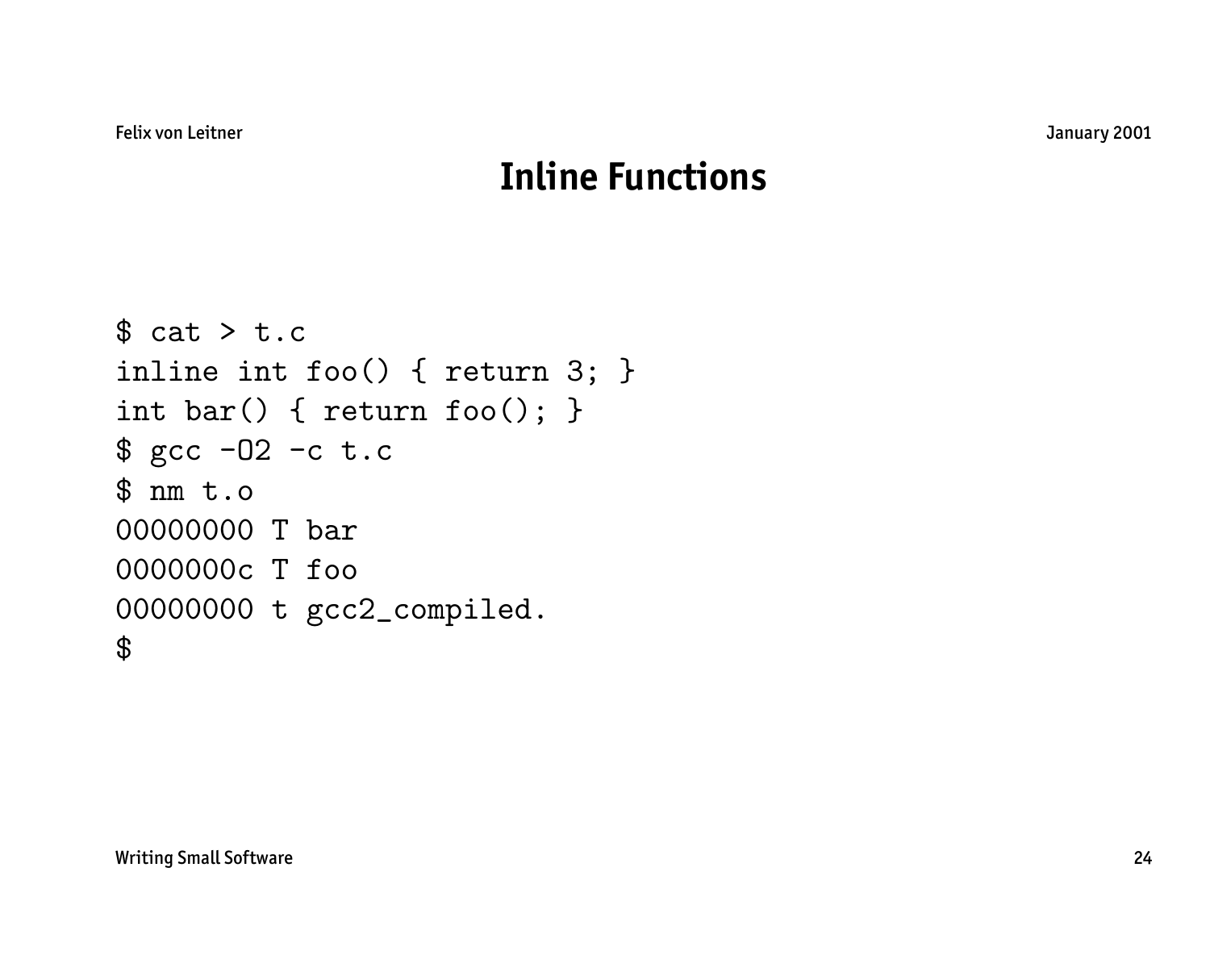# Inline Functions

```
$ cat > t.c
inline int foo() { return 3; }
int bar() { return foo(); }
$ gcc -O2 -c t.c
$ nm t.o
00000000 T bar
0000000c T foo
00000000 t gcc2_compiled.
$
```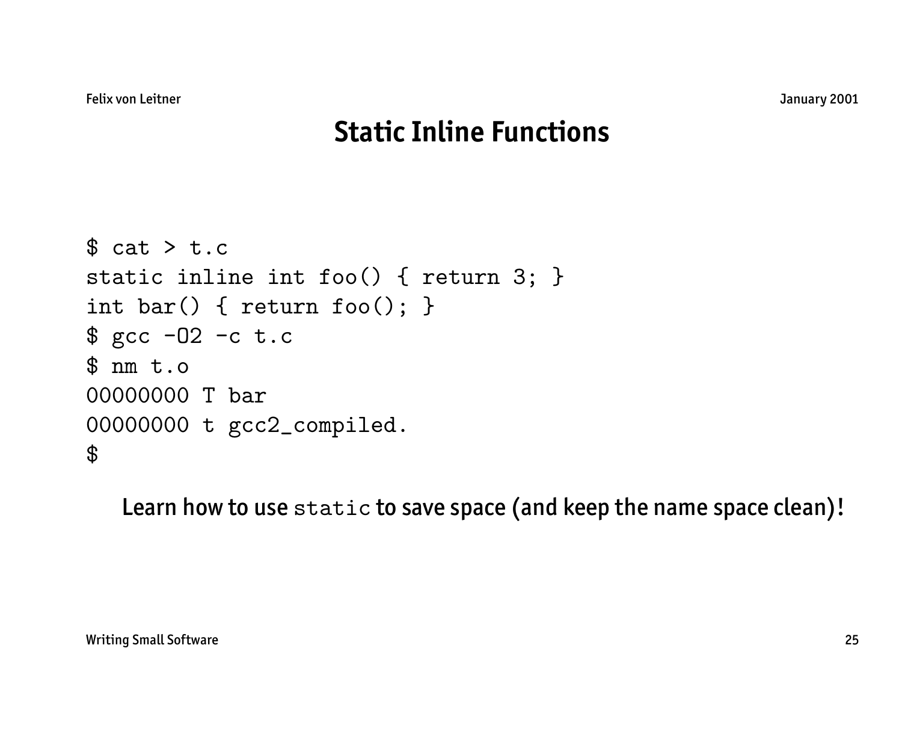# Static Inline Functions

```
$ cat > t.c
static inline int foo() { return 3; }
int bar() { return foo(); }
$ gcc -O2 -c t.c
$ nm t.o
00000000 T bar
00000000 t gcc2_compiled.
$
```

Learn how to use `static` to save space (and keep the name space clean)!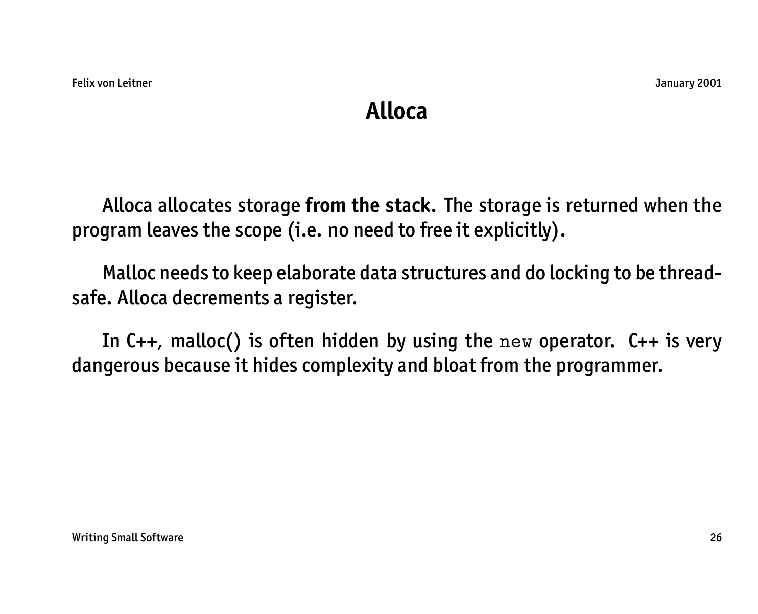# Alloca

Alloca allocates storage **from the stack.** The storage is returned when the program leaves the scope (i.e. no need to free it explicitly).

Malloc needs to keep elaborate data structures and do locking to be thread-safe. Alloca decrements a register.

In C++, malloc() is often hidden by using the `new` operator. C++ is very dangerous because it hides complexity and bloat from the programmer.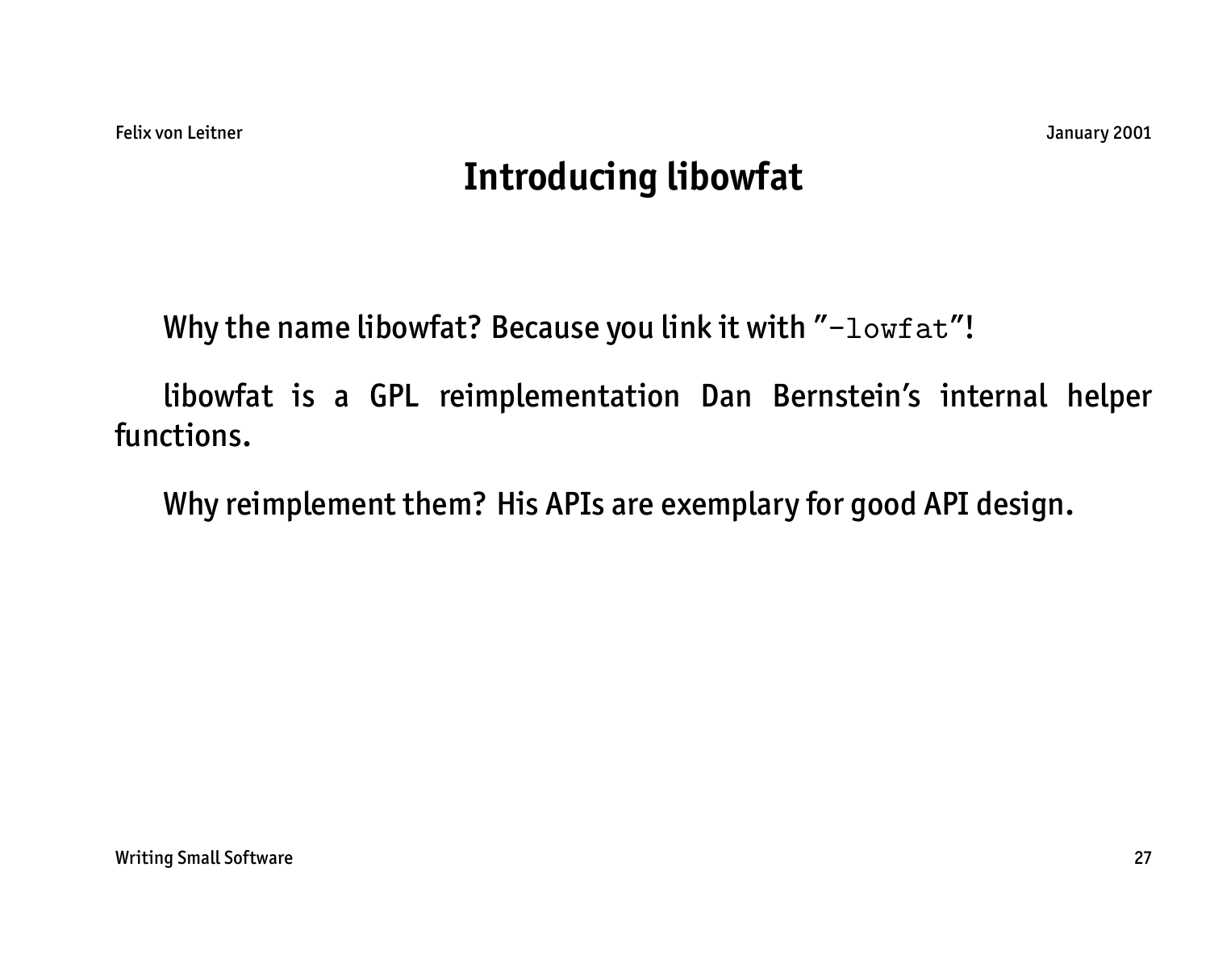# Introducing libowfat

Why the name libowfat? Because you link it with "`-lowfat`"!

libowfat is a GPL reimplementation Dan Bernstein's internal helper functions.

Why reimplement them? His APIs are exemplary for good API design.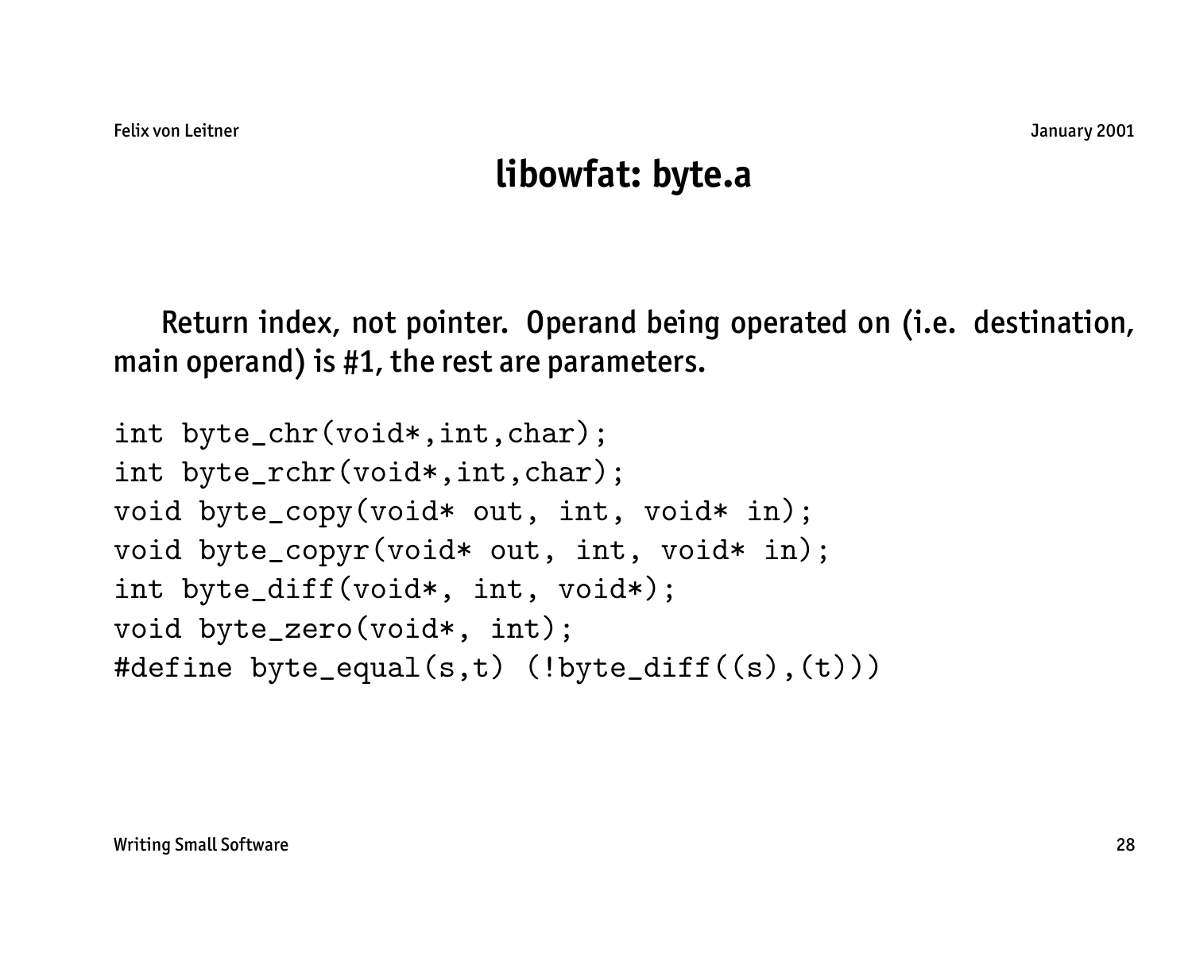# libowfat: byte.a

Return index, not pointer. Operand being operated on (i.e. destination, main operand) is #1, the rest are parameters.

```
int byte_chr(void*,int,char);
int byte_rchr(void*,int,char);
void byte_copy(void* out, int, void* in);
void byte_copyr(void* out, int, void* in);
int byte_diff(void*, int, void*);
void byte_zero(void*, int);
#define byte_equal(s,t) (!byte_diff((s),(t)))
```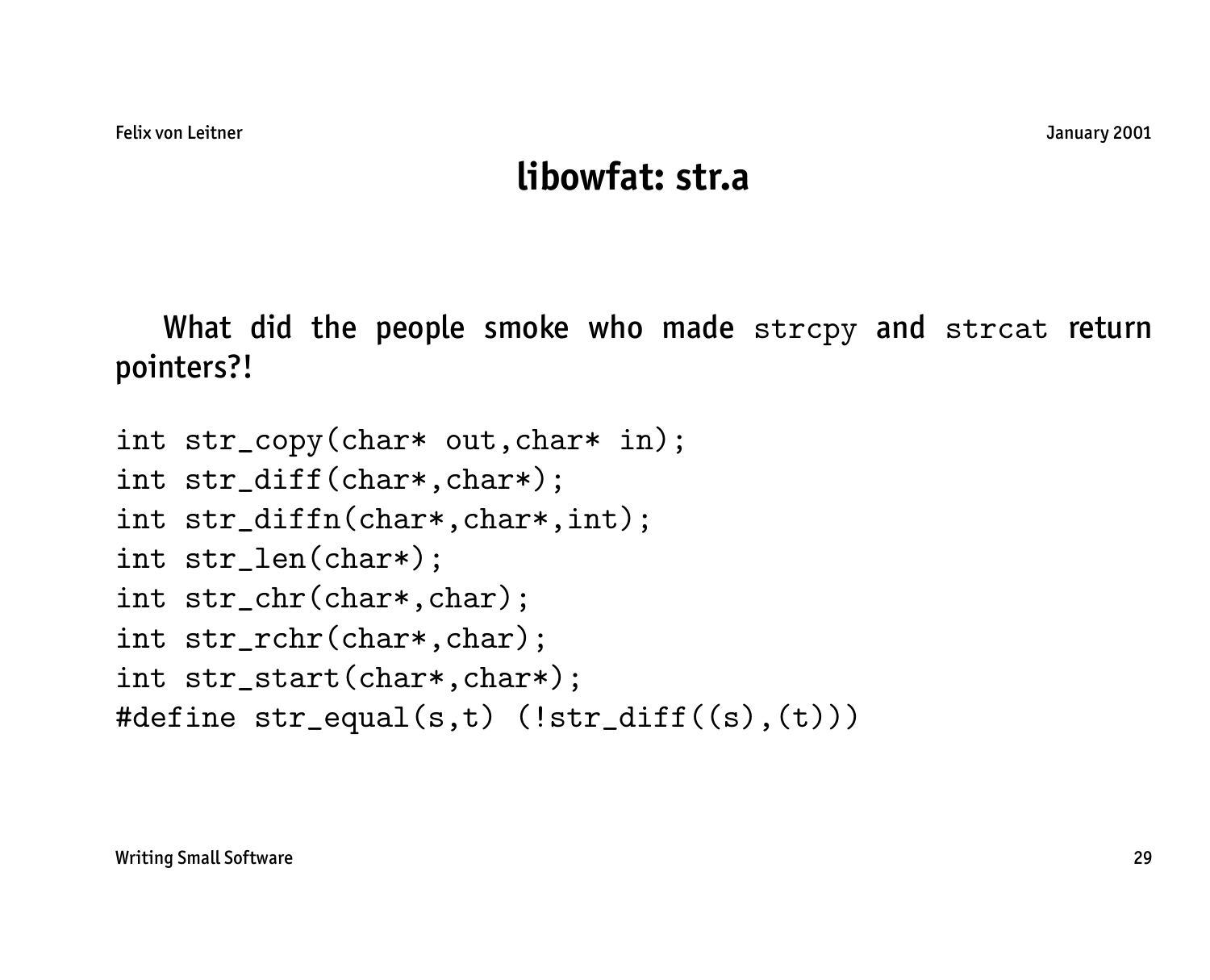# libowfat: str.a

What did the people smoke who made `strcpy` and `strcat` return pointers?!

```
int str_copy(char* out,char* in);
int str_diff(char*,char*);
int str_diffn(char*,char*,int);
int str_len(char*);
int str_chr(char*,char);
int str_rchr(char*,char);
int str_start(char*,char*);
#define str_equal(s,t) (!str_diff((s),(t)))
```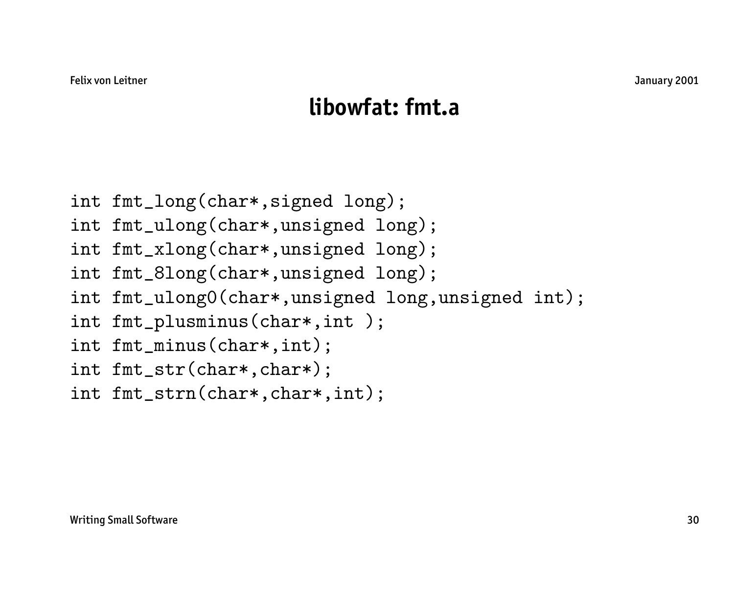# libowfat: fmt.a

```
int fmt_long(char*,signed long);
int fmt_ulong(char*,unsigned long);
int fmt_xlong(char*,unsigned long);
int fmt_8long(char*,unsigned long);
int fmt_ulong0(char*,unsigned long,unsigned int);
int fmt_plusminus(char*,int );
int fmt_minus(char*,int);
int fmt_str(char*,char*);
int fmt_strn(char*,char*,int);
```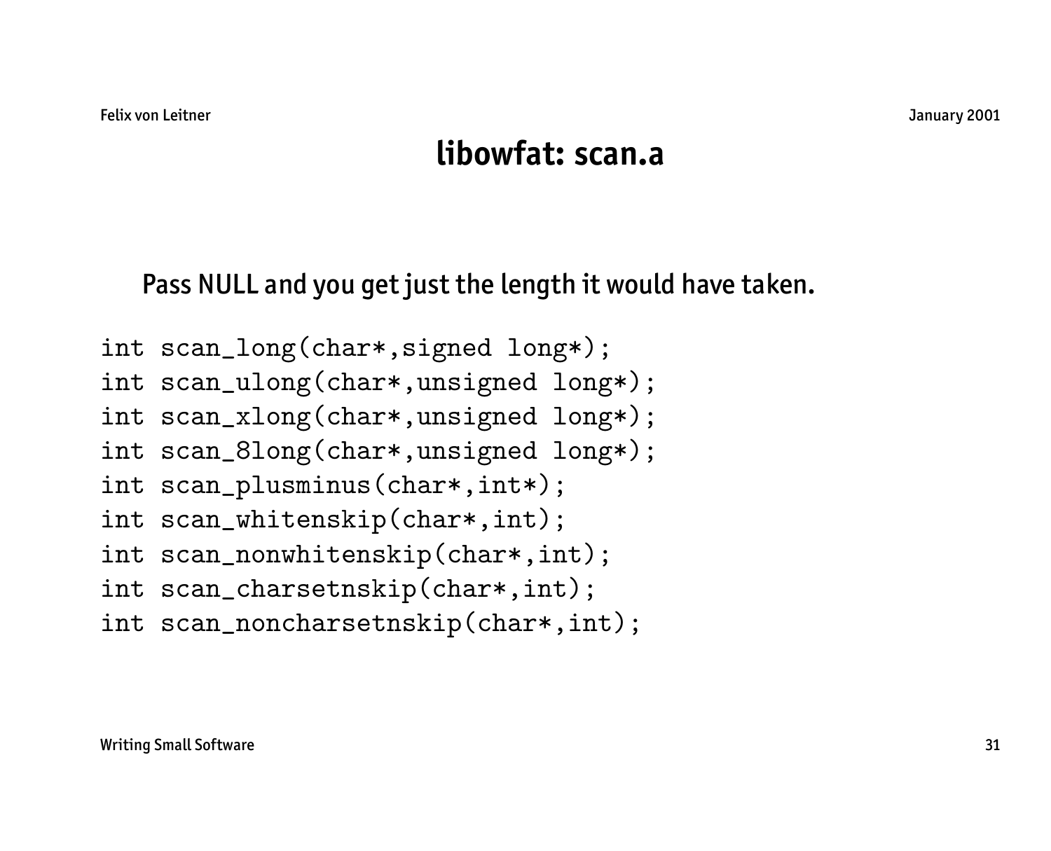# libowfat: scan.a

Pass NULL and you get just the length it would have taken.

```
int scan_long(char*,signed long*);
int scan_ulong(char*,unsigned long*);
int scan_xlong(char*,unsigned long*);
int scan_8long(char*,unsigned long*);
int scan_plusminus(char*,int*);
int scan_whitenskip(char*,int);
int scan_nonwhitenskip(char*,int);
int scan_charsetnskip(char*,int);
int scan_noncharsetnskip(char*,int);
```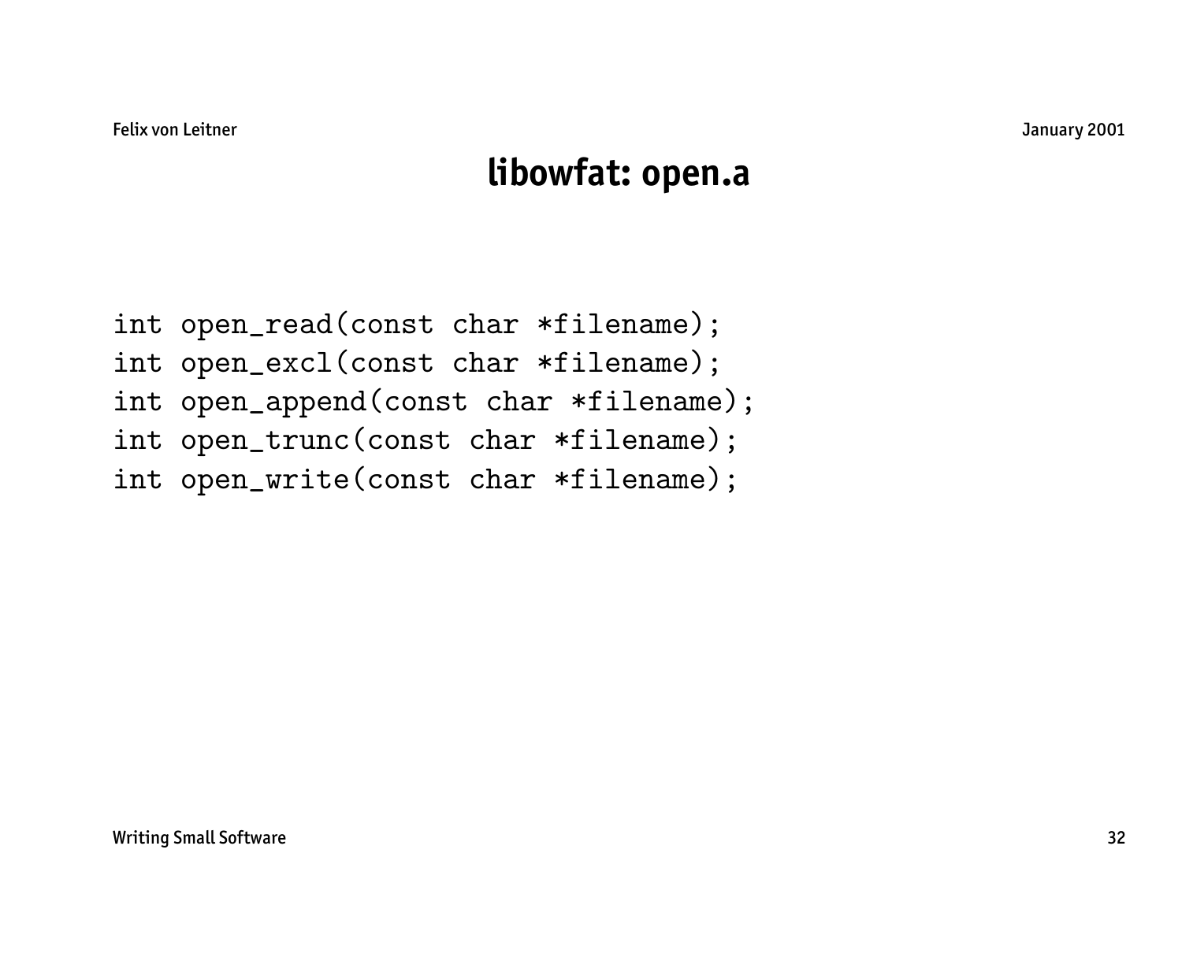# libowfat: open.a

```
int open_read(const char *filename);
int open_excl(const char *filename);
int open_append(const char *filename);
int open_trunc(const char *filename);
int open_write(const char *filename);
```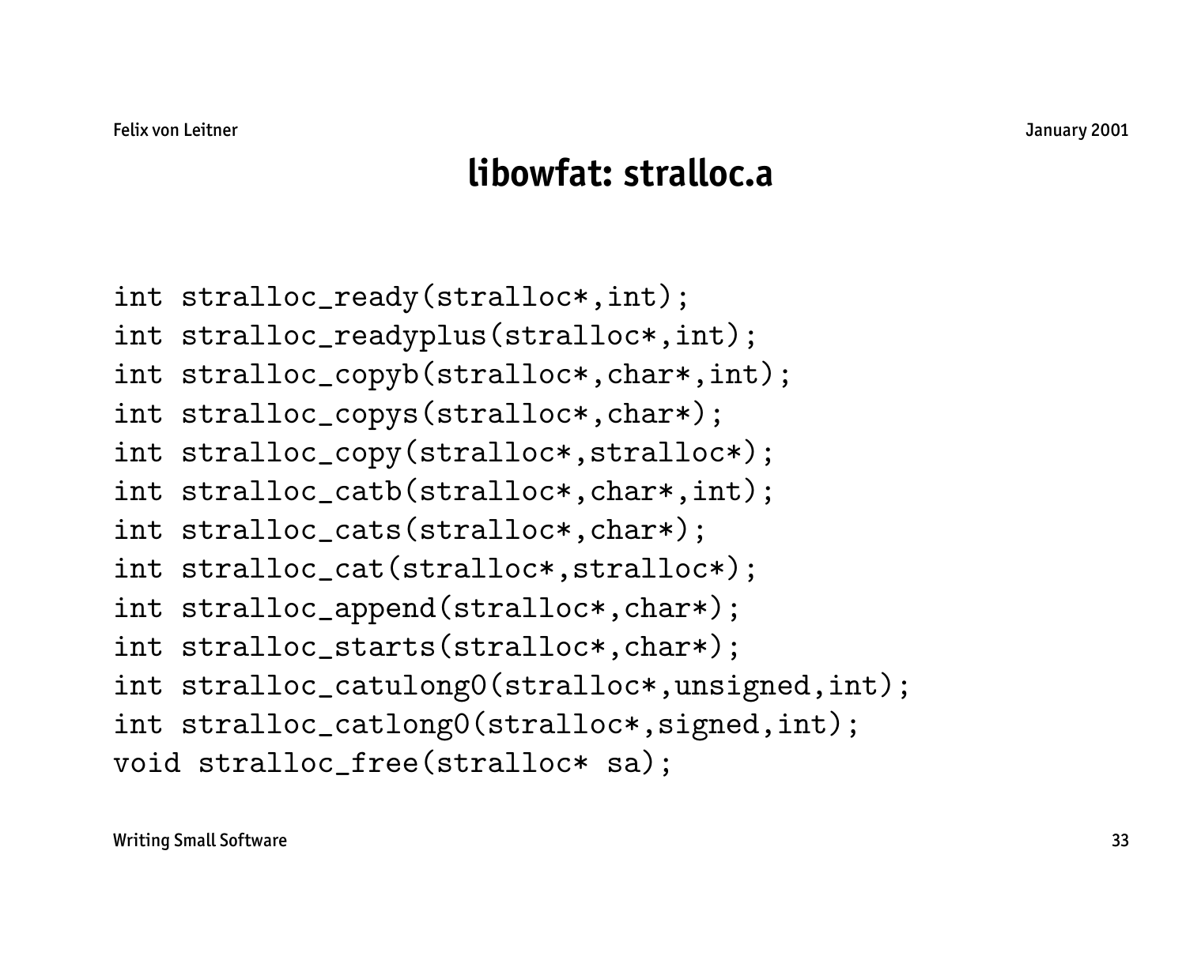# libowfat: stralloc.a

```
int stralloc_ready(stralloc*,int);
int stralloc_readyplus(stralloc*,int);
int stralloc_copyb(stralloc*,char*,int);
int stralloc_copys(stralloc*,char*);
int stralloc_copy(stralloc*,stralloc*);
int stralloc_catb(stralloc*,char*,int);
int stralloc_cats(stralloc*,char*);
int stralloc_cat(stralloc*,stralloc*);
int stralloc_append(stralloc*,char*);
int stralloc_starts(stralloc*,char*);
int stralloc_catulong0(stralloc*,unsigned,int);
int stralloc_catlong0(stralloc*,signed,int);
void stralloc_free(stralloc* sa);
```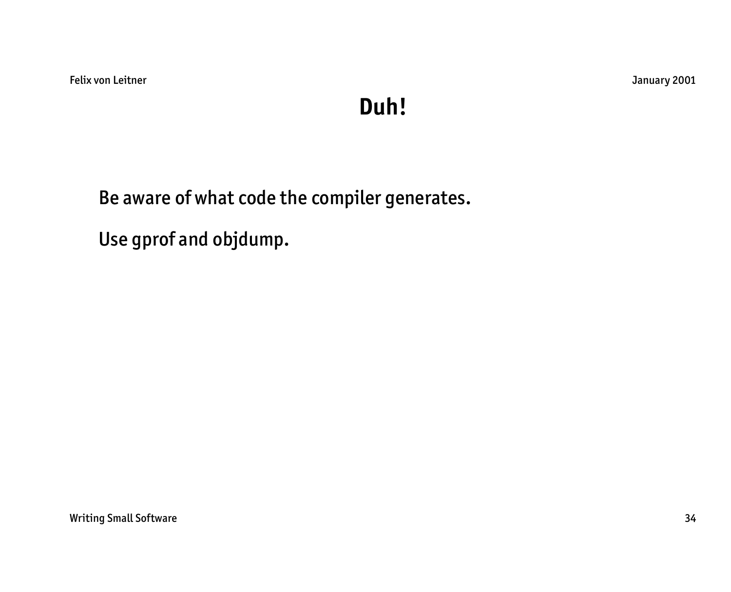# Duh!

Be aware of what code the compiler generates.

Use gprof and objdump.